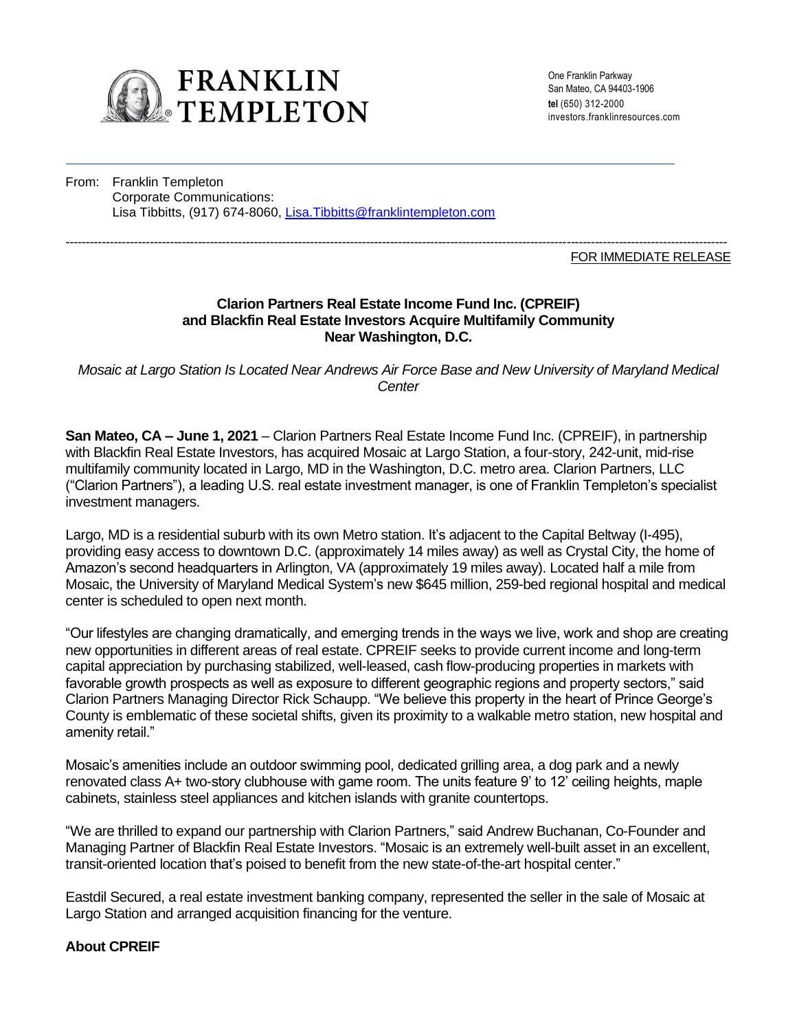**FRANKLIN TEMPLETON**

One Franklin Parkway
San Mateo, CA 94403-1906
**tel** (650) 312-2000
investors.franklinresources.com

From: Franklin Templeton
Corporate Communications:
Lisa Tibbitts, (917) 674-8060, Lisa.Tibbitts@franklintempleton.com

---

FOR IMMEDIATE RELEASE

## Clarion Partners Real Estate Income Fund Inc. (CPREIF) and Blackfin Real Estate Investors Acquire Multifamily Community Near Washington, D.C.

*Mosaic at Largo Station Is Located Near Andrews Air Force Base and New University of Maryland Medical Center*

**San Mateo, CA – June 1, 2021** – Clarion Partners Real Estate Income Fund Inc. (CPREIF), in partnership with Blackfin Real Estate Investors, has acquired Mosaic at Largo Station, a four-story, 242-unit, mid-rise multifamily community located in Largo, MD in the Washington, D.C. metro area. Clarion Partners, LLC ("Clarion Partners"), a leading U.S. real estate investment manager, is one of Franklin Templeton's specialist investment managers.

Largo, MD is a residential suburb with its own Metro station. It's adjacent to the Capital Beltway (I-495), providing easy access to downtown D.C. (approximately 14 miles away) as well as Crystal City, the home of Amazon's second headquarters in Arlington, VA (approximately 19 miles away). Located half a mile from Mosaic, the University of Maryland Medical System's new $645 million, 259-bed regional hospital and medical center is scheduled to open next month.

"Our lifestyles are changing dramatically, and emerging trends in the ways we live, work and shop are creating new opportunities in different areas of real estate. CPREIF seeks to provide current income and long-term capital appreciation by purchasing stabilized, well-leased, cash flow-producing properties in markets with favorable growth prospects as well as exposure to different geographic regions and property sectors," said Clarion Partners Managing Director Rick Schaupp. "We believe this property in the heart of Prince George's County is emblematic of these societal shifts, given its proximity to a walkable metro station, new hospital and amenity retail."

Mosaic's amenities include an outdoor swimming pool, dedicated grilling area, a dog park and a newly renovated class A+ two-story clubhouse with game room. The units feature 9' to 12' ceiling heights, maple cabinets, stainless steel appliances and kitchen islands with granite countertops.

"We are thrilled to expand our partnership with Clarion Partners," said Andrew Buchanan, Co-Founder and Managing Partner of Blackfin Real Estate Investors. "Mosaic is an extremely well-built asset in an excellent, transit-oriented location that's poised to benefit from the new state-of-the-art hospital center."

Eastdil Secured, a real estate investment banking company, represented the seller in the sale of Mosaic at Largo Station and arranged acquisition financing for the venture.

### About CPREIF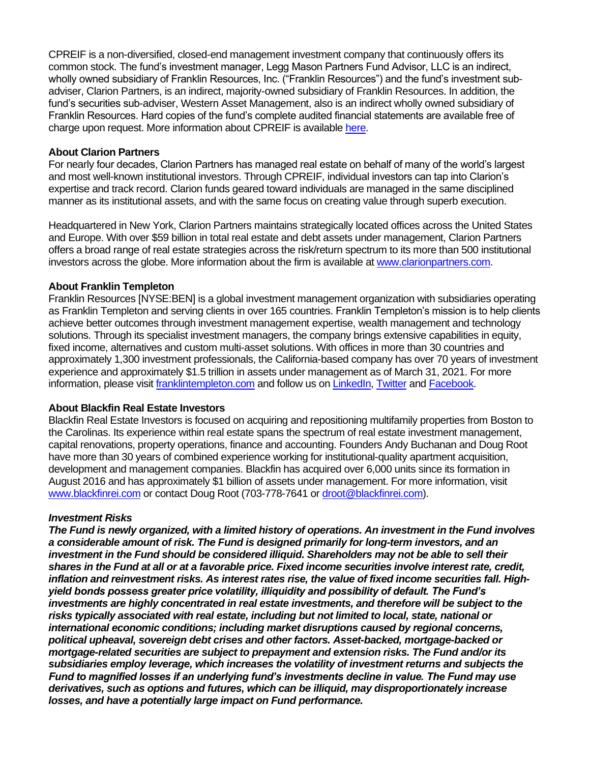CPREIF is a non-diversified, closed-end management investment company that continuously offers its common stock. The fund's investment manager, Legg Mason Partners Fund Advisor, LLC is an indirect, wholly owned subsidiary of Franklin Resources, Inc. ("Franklin Resources") and the fund's investment sub-adviser, Clarion Partners, is an indirect, majority-owned subsidiary of Franklin Resources. In addition, the fund's securities sub-adviser, Western Asset Management, also is an indirect wholly owned subsidiary of Franklin Resources. Hard copies of the fund's complete audited financial statements are available free of charge upon request. More information about CPREIF is available here.

**About Clarion Partners**
For nearly four decades, Clarion Partners has managed real estate on behalf of many of the world's largest and most well-known institutional investors. Through CPREIF, individual investors can tap into Clarion's expertise and track record. Clarion funds geared toward individuals are managed in the same disciplined manner as its institutional assets, and with the same focus on creating value through superb execution.

Headquartered in New York, Clarion Partners maintains strategically located offices across the United States and Europe. With over $59 billion in total real estate and debt assets under management, Clarion Partners offers a broad range of real estate strategies across the risk/return spectrum to its more than 500 institutional investors across the globe. More information about the firm is available at www.clarionpartners.com.

**About Franklin Templeton**
Franklin Resources [NYSE:BEN] is a global investment management organization with subsidiaries operating as Franklin Templeton and serving clients in over 165 countries. Franklin Templeton's mission is to help clients achieve better outcomes through investment management expertise, wealth management and technology solutions. Through its specialist investment managers, the company brings extensive capabilities in equity, fixed income, alternatives and custom multi-asset solutions. With offices in more than 30 countries and approximately 1,300 investment professionals, the California-based company has over 70 years of investment experience and approximately $1.5 trillion in assets under management as of March 31, 2021. For more information, please visit franklintempleton.com and follow us on LinkedIn, Twitter and Facebook.

**About Blackfin Real Estate Investors**
Blackfin Real Estate Investors is focused on acquiring and repositioning multifamily properties from Boston to the Carolinas. Its experience within real estate spans the spectrum of real estate investment management, capital renovations, property operations, finance and accounting. Founders Andy Buchanan and Doug Root have more than 30 years of combined experience working for institutional-quality apartment acquisition, development and management companies. Blackfin has acquired over 6,000 units since its formation in August 2016 and has approximately $1 billion of assets under management. For more information, visit www.blackfinrei.com or contact Doug Root (703-778-7641 or droot@blackfinrei.com).

***Investment Risks***
***The Fund is newly organized, with a limited history of operations. An investment in the Fund involves a considerable amount of risk. The Fund is designed primarily for long-term investors, and an investment in the Fund should be considered illiquid. Shareholders may not be able to sell their shares in the Fund at all or at a favorable price. Fixed income securities involve interest rate, credit, inflation and reinvestment risks. As interest rates rise, the value of fixed income securities fall. High-yield bonds possess greater price volatility, illiquidity and possibility of default. The Fund's investments are highly concentrated in real estate investments, and therefore will be subject to the risks typically associated with real estate, including but not limited to local, state, national or international economic conditions; including market disruptions caused by regional concerns, political upheaval, sovereign debt crises and other factors. Asset-backed, mortgage-backed or mortgage-related securities are subject to prepayment and extension risks. The Fund and/or its subsidiaries employ leverage, which increases the volatility of investment returns and subjects the Fund to magnified losses if an underlying fund's investments decline in value. The Fund may use derivatives, such as options and futures, which can be illiquid, may disproportionately increase losses, and have a potentially large impact on Fund performance.***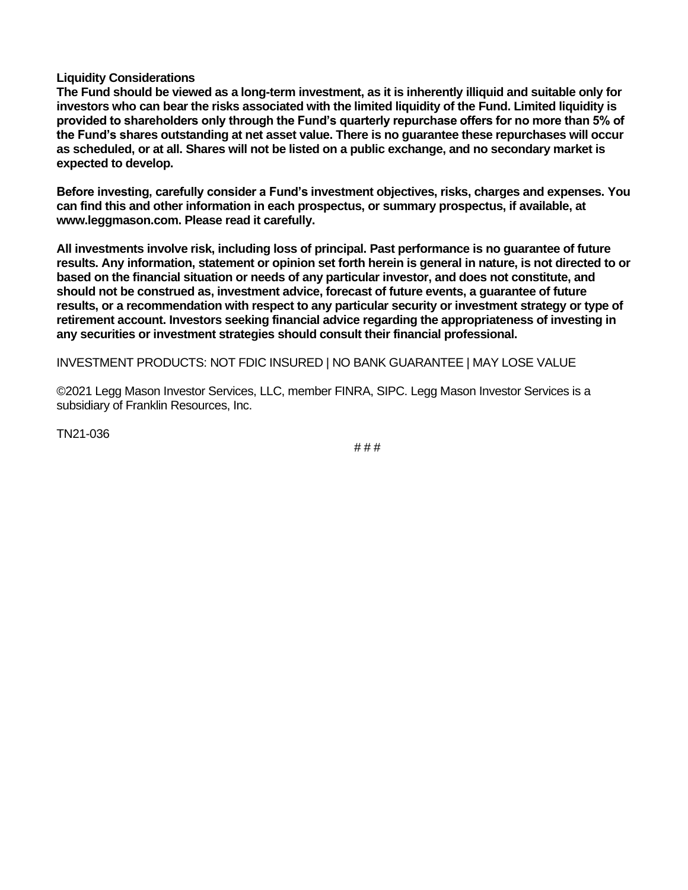**Liquidity Considerations**

**The Fund should be viewed as a long-term investment, as it is inherently illiquid and suitable only for investors who can bear the risks associated with the limited liquidity of the Fund. Limited liquidity is provided to shareholders only through the Fund's quarterly repurchase offers for no more than 5% of the Fund's shares outstanding at net asset value. There is no guarantee these repurchases will occur as scheduled, or at all. Shares will not be listed on a public exchange, and no secondary market is expected to develop.**

**Before investing, carefully consider a Fund's investment objectives, risks, charges and expenses. You can find this and other information in each prospectus, or summary prospectus, if available, at www.leggmason.com. Please read it carefully.**

**All investments involve risk, including loss of principal. Past performance is no guarantee of future results. Any information, statement or opinion set forth herein is general in nature, is not directed to or based on the financial situation or needs of any particular investor, and does not constitute, and should not be construed as, investment advice, forecast of future events, a guarantee of future results, or a recommendation with respect to any particular security or investment strategy or type of retirement account. Investors seeking financial advice regarding the appropriateness of investing in any securities or investment strategies should consult their financial professional.**

INVESTMENT PRODUCTS: NOT FDIC INSURED | NO BANK GUARANTEE | MAY LOSE VALUE

©2021 Legg Mason Investor Services, LLC, member FINRA, SIPC. Legg Mason Investor Services is a subsidiary of Franklin Resources, Inc.

TN21-036

# # #